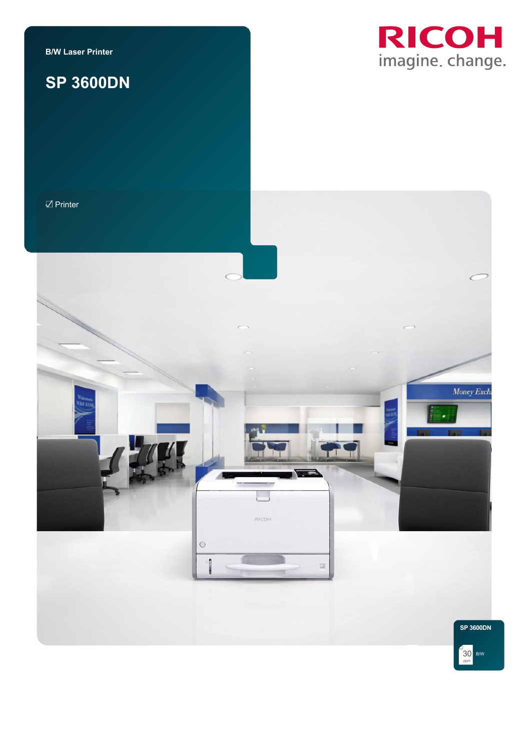B/W Laser Printer

# SP 3600DN

☑ Printer

RICOH
imagine. change.

SP 3600DN

30 ppm B/W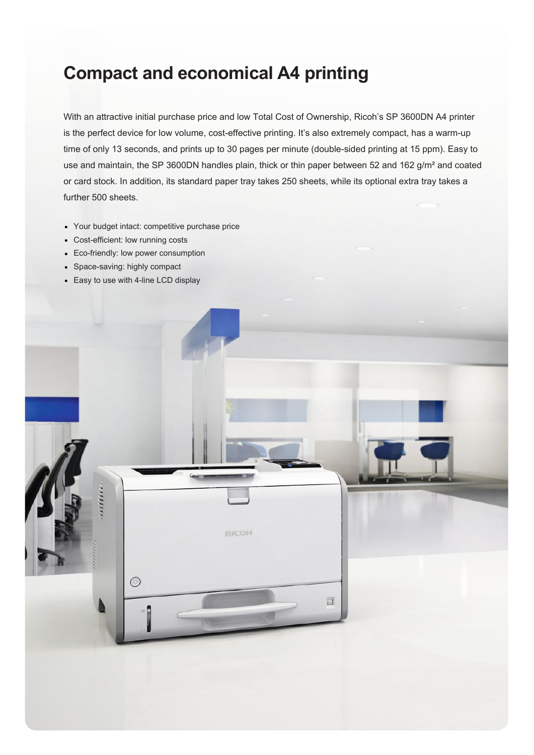# Compact and economical A4 printing

With an attractive initial purchase price and low Total Cost of Ownership, Ricoh's SP 3600DN A4 printer is the perfect device for low volume, cost-effective printing. It's also extremely compact, has a warm-up time of only 13 seconds, and prints up to 30 pages per minute (double-sided printing at 15 ppm). Easy to use and maintain, the SP 3600DN handles plain, thick or thin paper between 52 and 162 g/m² and coated or card stock. In addition, its standard paper tray takes 250 sheets, while its optional extra tray takes a further 500 sheets.

- Your budget intact: competitive purchase price
- Cost-efficient: low running costs
- Eco-friendly: low power consumption
- Space-saving: highly compact
- Easy to use with 4-line LCD display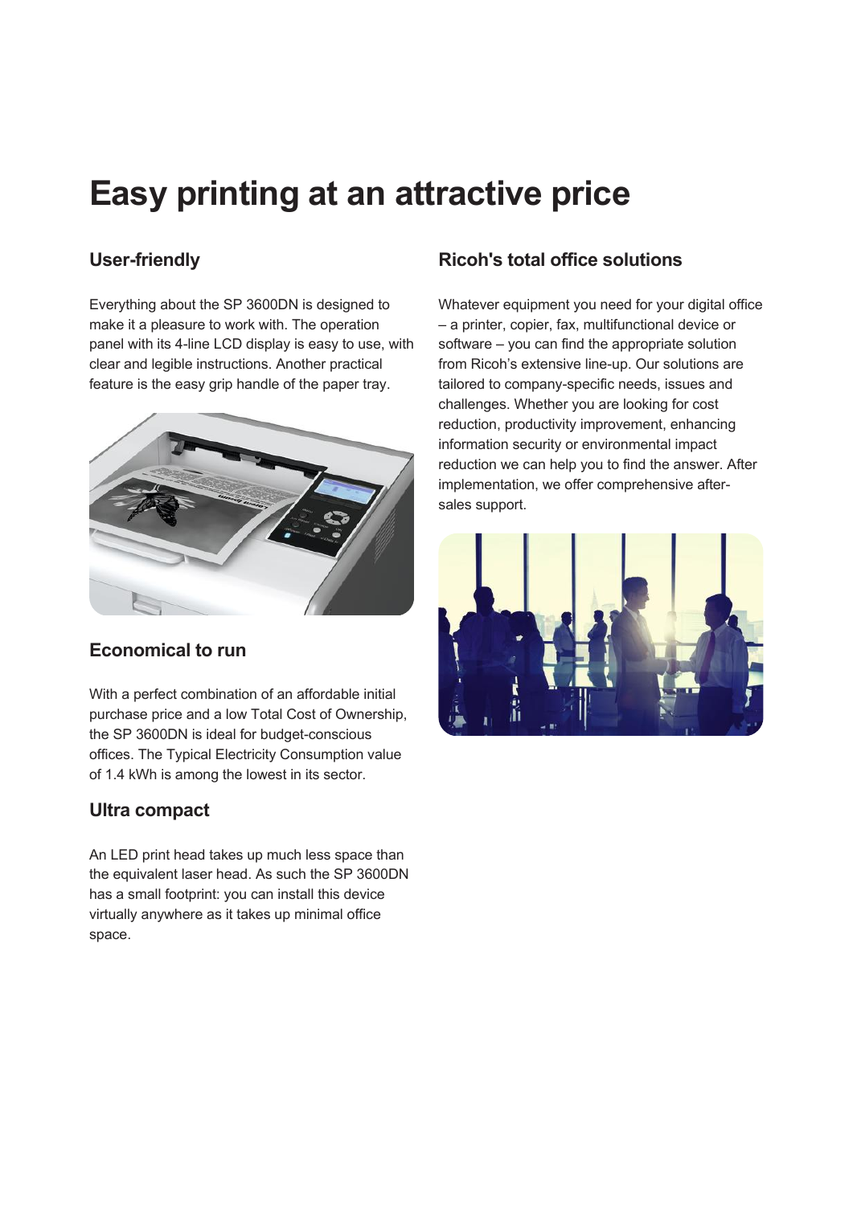# Easy printing at an attractive price

## User-friendly

Everything about the SP 3600DN is designed to make it a pleasure to work with. The operation panel with its 4-line LCD display is easy to use, with clear and legible instructions. Another practical feature is the easy grip handle of the paper tray.

## Economical to run

With a perfect combination of an affordable initial purchase price and a low Total Cost of Ownership, the SP 3600DN is ideal for budget-conscious offices. The Typical Electricity Consumption value of 1.4 kWh is among the lowest in its sector.

## Ultra compact

An LED print head takes up much less space than the equivalent laser head. As such the SP 3600DN has a small footprint: you can install this device virtually anywhere as it takes up minimal office space.

## Ricoh's total office solutions

Whatever equipment you need for your digital office – a printer, copier, fax, multifunctional device or software – you can find the appropriate solution from Ricoh's extensive line-up. Our solutions are tailored to company-specific needs, issues and challenges. Whether you are looking for cost reduction, productivity improvement, enhancing information security or environmental impact reduction we can help you to find the answer. After implementation, we offer comprehensive after-sales support.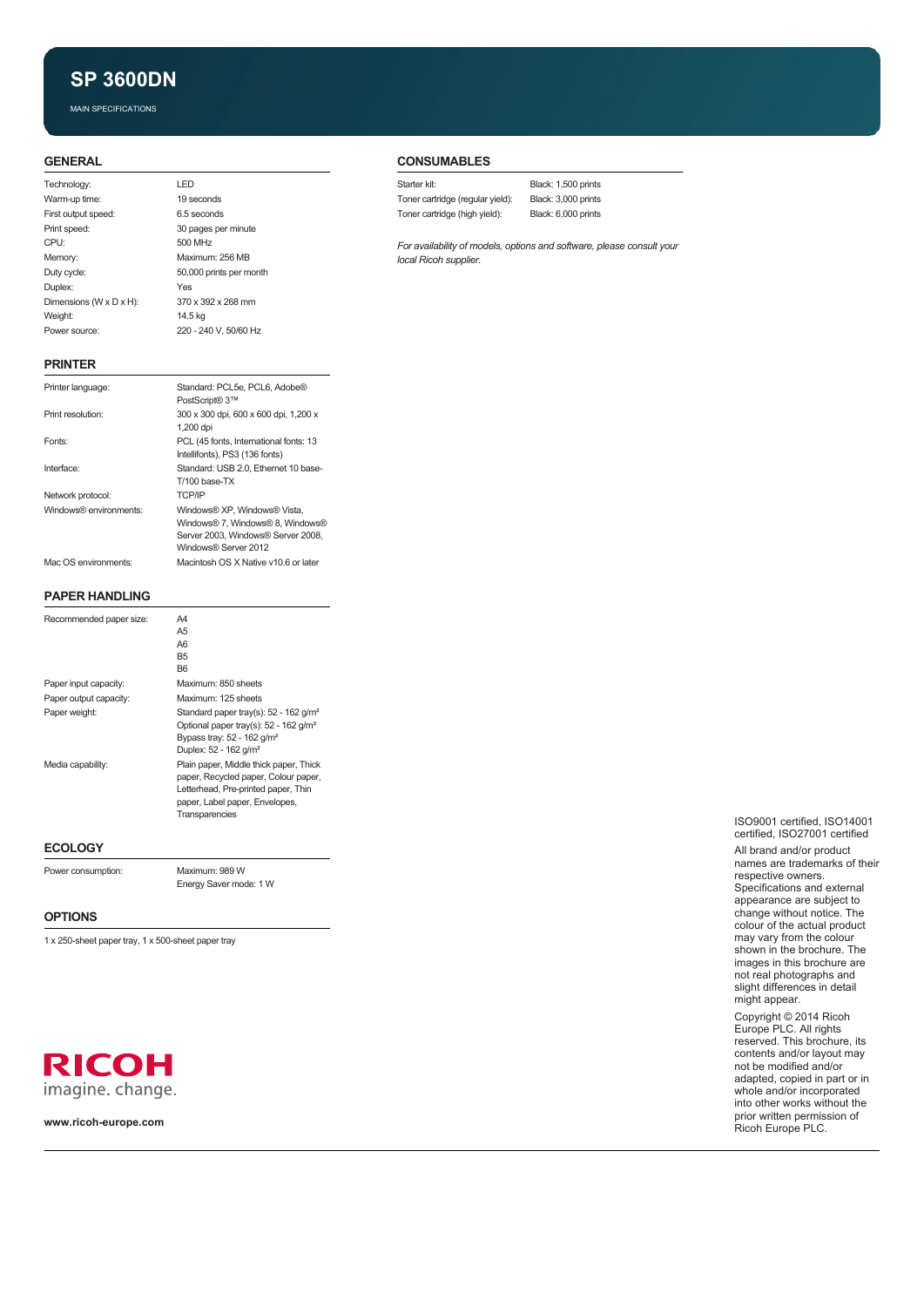# SP 3600DN

MAIN SPECIFICATIONS

## GENERAL

| | |
|---|---|
| Technology: | LED |
| Warm-up time: | 19 seconds |
| First output speed: | 6.5 seconds |
| Print speed: | 30 pages per minute |
| CPU: | 500 MHz |
| Memory: | Maximum: 256 MB |
| Duty cycle: | 50,000 prints per month |
| Duplex: | Yes |
| Dimensions (W x D x H): | 370 x 392 x 268 mm |
| Weight: | 14.5 kg |
| Power source: | 220 - 240 V, 50/60 Hz |

## PRINTER

| | |
|---|---|
| Printer language: | Standard: PCL5e, PCL6, Adobe® PostScript® 3™ |
| Print resolution: | 300 x 300 dpi, 600 x 600 dpi, 1,200 x 1,200 dpi |
| Fonts: | PCL (45 fonts, International fonts: 13 Intellifonts), PS3 (136 fonts) |
| Interface: | Standard: USB 2.0, Ethernet 10 base-T/100 base-TX |
| Network protocol: | TCP/IP |
| Windows® environments: | Windows® XP, Windows® Vista, Windows® 7, Windows® 8, Windows® Server 2003, Windows® Server 2008, Windows® Server 2012 |
| Mac OS environments: | Macintosh OS X Native v10.6 or later |

## PAPER HANDLING

| | |
|---|---|
| Recommended paper size: | A4<br>A5<br>A6<br>B5<br>B6 |
| Paper input capacity: | Maximum: 850 sheets |
| Paper output capacity: | Maximum: 125 sheets |
| Paper weight: | Standard paper tray(s): 52 - 162 g/m²<br>Optional paper tray(s): 52 - 162 g/m²<br>Bypass tray: 52 - 162 g/m²<br>Duplex: 52 - 162 g/m² |
| Media capability: | Plain paper, Middle thick paper, Thick paper, Recycled paper, Colour paper, Letterhead, Pre-printed paper, Thin paper, Label paper, Envelopes, Transparencies |

## ECOLOGY

| | |
|---|---|
| Power consumption: | Maximum: 989 W<br>Energy Saver mode: 1 W |

## OPTIONS

1 x 250-sheet paper tray, 1 x 500-sheet paper tray

## CONSUMABLES

| | |
|---|---|
| Starter kit: | Black: 1,500 prints |
| Toner cartridge (regular yield): | Black: 3,000 prints |
| Toner cartridge (high yield): | Black: 6,000 prints |

*For availability of models, options and software, please consult your local Ricoh supplier.*

ISO9001 certified, ISO14001 certified, ISO27001 certified

All brand and/or product names are trademarks of their respective owners. Specifications and external appearance are subject to change without notice. The colour of the actual product may vary from the colour shown in the brochure. The images in this brochure are not real photographs and slight differences in detail might appear.

Copyright © 2014 Ricoh Europe PLC. All rights reserved. This brochure, its contents and/or layout may not be modified and/or adapted, copied in part or in whole and/or incorporated into other works without the prior written permission of Ricoh Europe PLC.

RICOH
imagine. change.

**www.ricoh-europe.com**